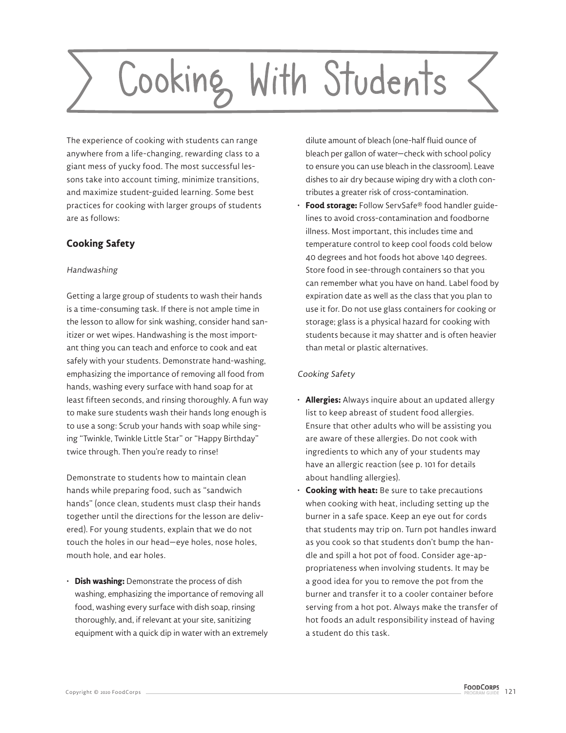# Cooking With Students

The experience of cooking with students can range anywhere from a life-changing, rewarding class to a giant mess of yucky food. The most successful lessons take into account timing, minimize transitions, and maximize student-guided learning. Some best practices for cooking with larger groups of students are as follows:

## Cooking Safety

*Handwashing*

Getting a large group of students to wash their hands is a time-consuming task. If there is not ample time in the lesson to allow for sink washing, consider hand sanitizer or wet wipes. Handwashing is the most important thing you can teach and enforce to cook and eat safely with your students. Demonstrate hand-washing, emphasizing the importance of removing all food from hands, washing every surface with hand soap for at least fifteen seconds, and rinsing thoroughly. A fun way to make sure students wash their hands long enough is to use a song: Scrub your hands with soap while singing "Twinkle, Twinkle Little Star" or "Happy Birthday" twice through. Then you're ready to rinse!

Demonstrate to students how to maintain clean hands while preparing food, such as "sandwich hands" (once clean, students must clasp their hands together until the directions for the lesson are delivered). For young students, explain that we do not touch the holes in our head—eye holes, nose holes, mouth hole, and ear holes.

- **Dish washing:** Demonstrate the process of dish washing, emphasizing the importance of removing all food, washing every surface with dish soap, rinsing thoroughly, and, if relevant at your site, sanitizing equipment with a quick dip in water with an extremely dilute amount of bleach (one-half fluid ounce of bleach per gallon of water—check with school policy to ensure you can use bleach in the classroom). Leave dishes to air dry because wiping dry with a cloth contributes a greater risk of cross-contamination.
- **Food storage:** Follow ServSafe® food handler guidelines to avoid cross-contamination and foodborne illness. Most important, this includes time and temperature control to keep cool foods cold below 40 degrees and hot foods hot above 140 degrees. Store food in see-through containers so that you can remember what you have on hand. Label food by expiration date as well as the class that you plan to use it for. Do not use glass containers for cooking or storage; glass is a physical hazard for cooking with students because it may shatter and is often heavier than metal or plastic alternatives.

*Cooking Safety*

- **Allergies:** Always inquire about an updated allergy list to keep abreast of student food allergies. Ensure that other adults who will be assisting you are aware of these allergies. Do not cook with ingredients to which any of your students may have an allergic reaction (see p. 101 for details about handling allergies).
- **Cooking with heat:** Be sure to take precautions when cooking with heat, including setting up the burner in a safe space. Keep an eye out for cords that students may trip on. Turn pot handles inward as you cook so that students don't bump the handle and spill a hot pot of food. Consider age-appropriateness when involving students. It may be a good idea for you to remove the pot from the burner and transfer it to a cooler container before serving from a hot pot. Always make the transfer of hot foods an adult responsibility instead of having a student do this task.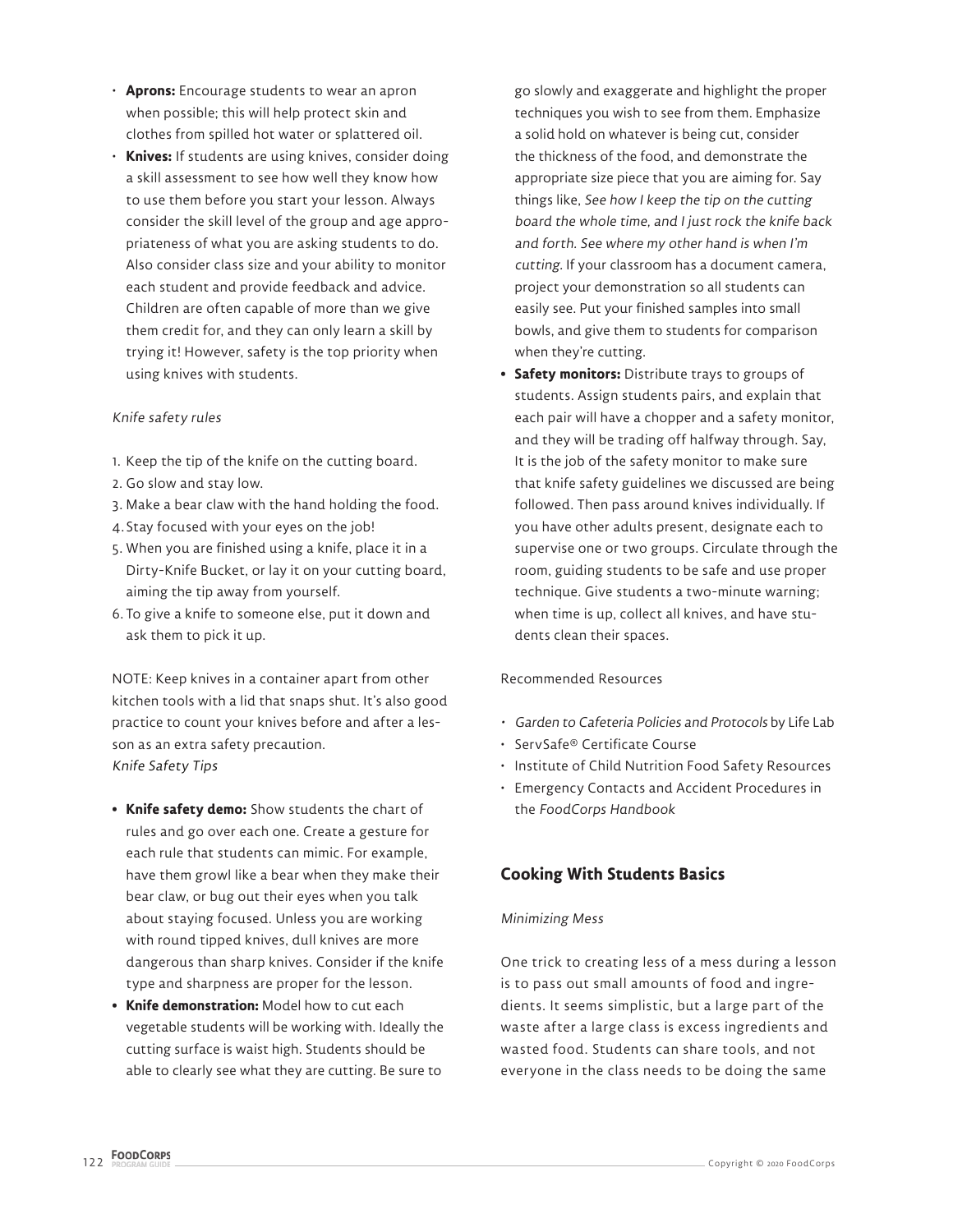- **Aprons:** Encourage students to wear an apron when possible; this will help protect skin and clothes from spilled hot water or splattered oil.
- **Knives:** If students are using knives, consider doing a skill assessment to see how well they know how to use them before you start your lesson. Always consider the skill level of the group and age appropriateness of what you are asking students to do. Also consider class size and your ability to monitor each student and provide feedback and advice. Children are often capable of more than we give them credit for, and they can only learn a skill by trying it! However, safety is the top priority when using knives with students.

*Knife safety rules*

1. Keep the tip of the knife on the cutting board.
2. Go slow and stay low.
3. Make a bear claw with the hand holding the food.
4. Stay focused with your eyes on the job!
5. When you are finished using a knife, place it in a Dirty-Knife Bucket, or lay it on your cutting board, aiming the tip away from yourself.
6. To give a knife to someone else, put it down and ask them to pick it up.

NOTE: Keep knives in a container apart from other kitchen tools with a lid that snaps shut. It's also good practice to count your knives before and after a lesson as an extra safety precaution.

*Knife Safety Tips*

- **Knife safety demo:** Show students the chart of rules and go over each one. Create a gesture for each rule that students can mimic. For example, have them growl like a bear when they make their bear claw, or bug out their eyes when you talk about staying focused. Unless you are working with round tipped knives, dull knives are more dangerous than sharp knives. Consider if the knife type and sharpness are proper for the lesson.
- **Knife demonstration:** Model how to cut each vegetable students will be working with. Ideally the cutting surface is waist high. Students should be able to clearly see what they are cutting. Be sure to go slowly and exaggerate and highlight the proper techniques you wish to see from them. Emphasize a solid hold on whatever is being cut, consider the thickness of the food, and demonstrate the appropriate size piece that you are aiming for. Say things like, *See how I keep the tip on the cutting board the whole time, and I just rock the knife back and forth. See where my other hand is when I'm cutting.* If your classroom has a document camera, project your demonstration so all students can easily see. Put your finished samples into small bowls, and give them to students for comparison when they're cutting.
- **Safety monitors:** Distribute trays to groups of students. Assign students pairs, and explain that each pair will have a chopper and a safety monitor, and they will be trading off halfway through. Say, It is the job of the safety monitor to make sure that knife safety guidelines we discussed are being followed. Then pass around knives individually. If you have other adults present, designate each to supervise one or two groups. Circulate through the room, guiding students to be safe and use proper technique. Give students a two-minute warning; when time is up, collect all knives, and have students clean their spaces.

Recommended Resources

- *Garden to Cafeteria Policies and Protocols* by Life Lab
- ServSafe® Certificate Course
- Institute of Child Nutrition Food Safety Resources
- Emergency Contacts and Accident Procedures in the *FoodCorps Handbook*

## Cooking With Students Basics

*Minimizing Mess*

One trick to creating less of a mess during a lesson is to pass out small amounts of food and ingredients. It seems simplistic, but a large part of the waste after a large class is excess ingredients and wasted food. Students can share tools, and not everyone in the class needs to be doing the same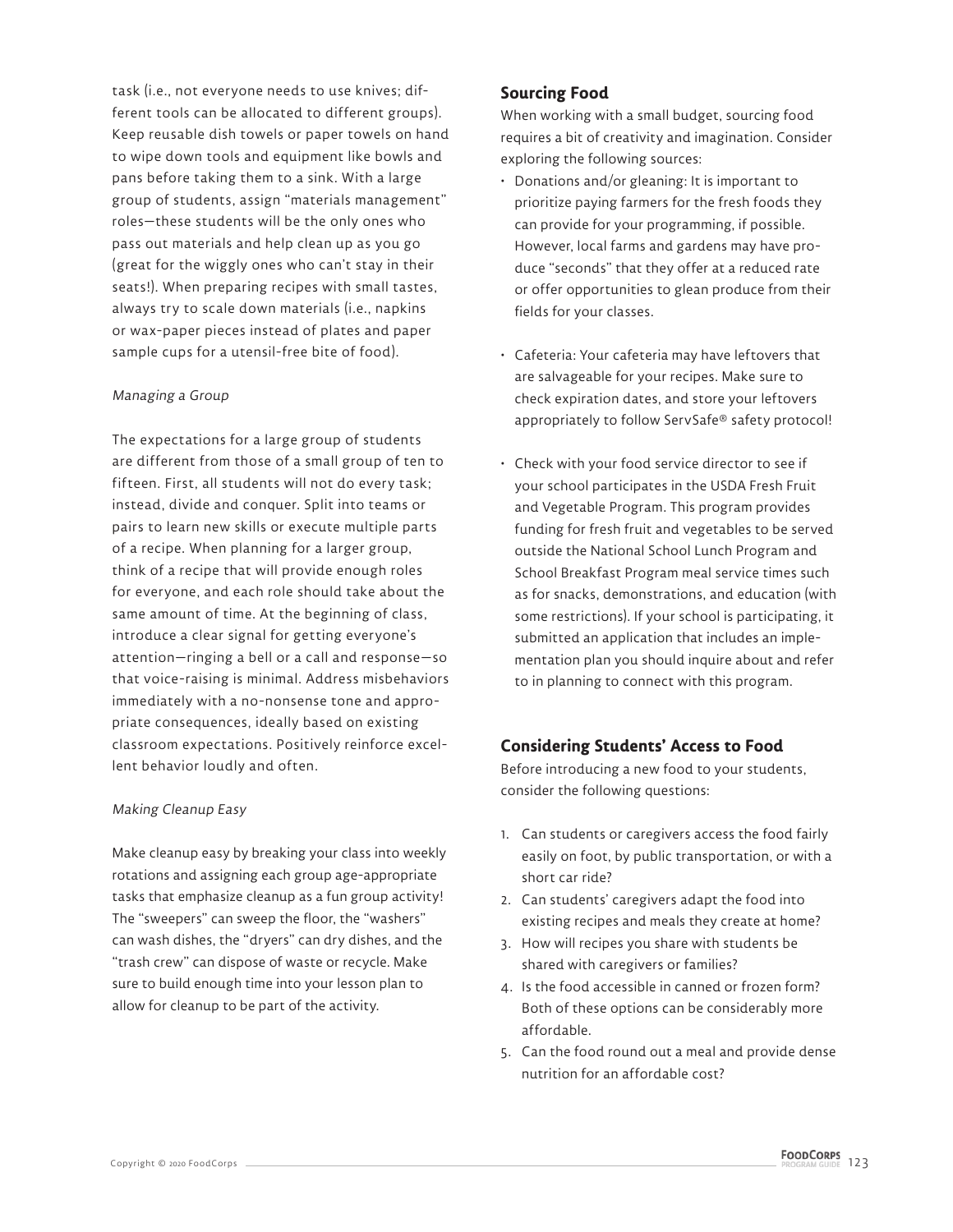task (i.e., not everyone needs to use knives; different tools can be allocated to different groups). Keep reusable dish towels or paper towels on hand to wipe down tools and equipment like bowls and pans before taking them to a sink. With a large group of students, assign "materials management" roles—these students will be the only ones who pass out materials and help clean up as you go (great for the wiggly ones who can't stay in their seats!). When preparing recipes with small tastes, always try to scale down materials (i.e., napkins or wax-paper pieces instead of plates and paper sample cups for a utensil-free bite of food).

*Managing a Group*

The expectations for a large group of students are different from those of a small group of ten to fifteen. First, all students will not do every task; instead, divide and conquer. Split into teams or pairs to learn new skills or execute multiple parts of a recipe. When planning for a larger group, think of a recipe that will provide enough roles for everyone, and each role should take about the same amount of time. At the beginning of class, introduce a clear signal for getting everyone's attention—ringing a bell or a call and response—so that voice-raising is minimal. Address misbehaviors immediately with a no-nonsense tone and appropriate consequences, ideally based on existing classroom expectations. Positively reinforce excellent behavior loudly and often.

*Making Cleanup Easy*

Make cleanup easy by breaking your class into weekly rotations and assigning each group age-appropriate tasks that emphasize cleanup as a fun group activity! The "sweepers" can sweep the floor, the "washers" can wash dishes, the "dryers" can dry dishes, and the "trash crew" can dispose of waste or recycle. Make sure to build enough time into your lesson plan to allow for cleanup to be part of the activity.

## Sourcing Food

When working with a small budget, sourcing food requires a bit of creativity and imagination. Consider exploring the following sources:

- Donations and/or gleaning: It is important to prioritize paying farmers for the fresh foods they can provide for your programming, if possible. However, local farms and gardens may have produce "seconds" that they offer at a reduced rate or offer opportunities to glean produce from their fields for your classes.
- Cafeteria: Your cafeteria may have leftovers that are salvageable for your recipes. Make sure to check expiration dates, and store your leftovers appropriately to follow ServSafe® safety protocol!
- Check with your food service director to see if your school participates in the USDA Fresh Fruit and Vegetable Program. This program provides funding for fresh fruit and vegetables to be served outside the National School Lunch Program and School Breakfast Program meal service times such as for snacks, demonstrations, and education (with some restrictions). If your school is participating, it submitted an application that includes an implementation plan you should inquire about and refer to in planning to connect with this program.

## Considering Students' Access to Food

Before introducing a new food to your students, consider the following questions:

1. Can students or caregivers access the food fairly easily on foot, by public transportation, or with a short car ride?
2. Can students' caregivers adapt the food into existing recipes and meals they create at home?
3. How will recipes you share with students be shared with caregivers or families?
4. Is the food accessible in canned or frozen form? Both of these options can be considerably more affordable.
5. Can the food round out a meal and provide dense nutrition for an affordable cost?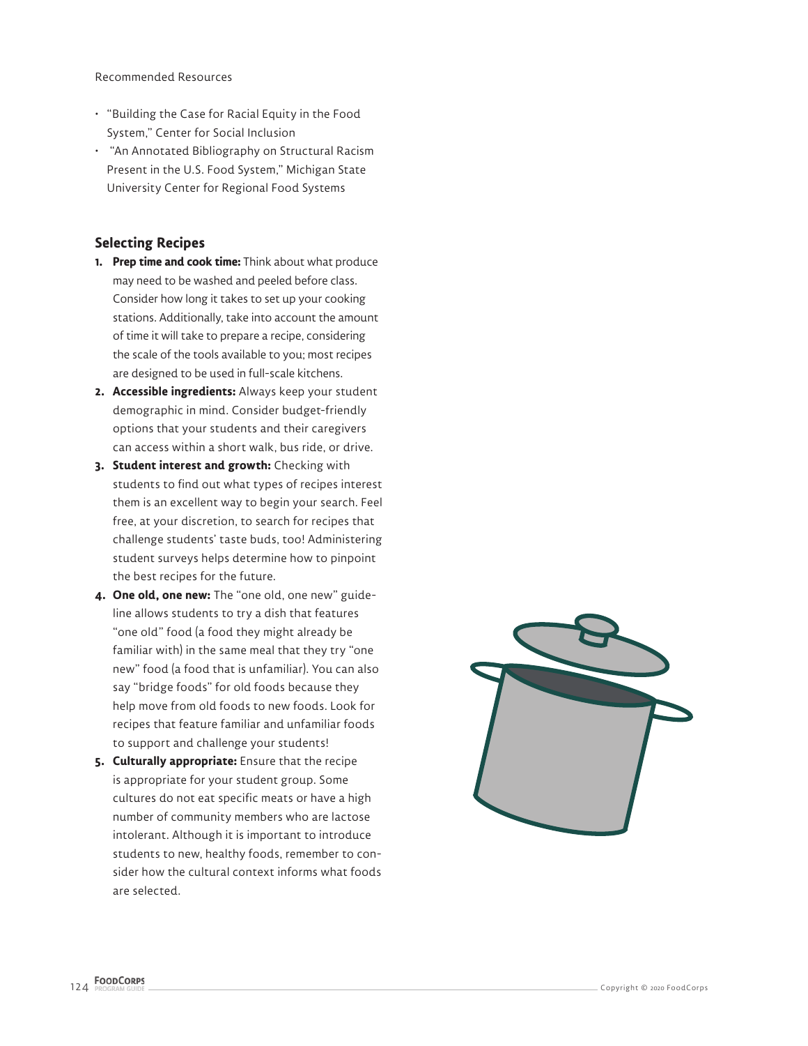Recommended Resources

- "Building the Case for Racial Equity in the Food System," Center for Social Inclusion
- "An Annotated Bibliography on Structural Racism Present in the U.S. Food System," Michigan State University Center for Regional Food Systems

### Selecting Recipes

1. **Prep time and cook time:** Think about what produce may need to be washed and peeled before class. Consider how long it takes to set up your cooking stations. Additionally, take into account the amount of time it will take to prepare a recipe, considering the scale of the tools available to you; most recipes are designed to be used in full-scale kitchens.
2. **Accessible ingredients:** Always keep your student demographic in mind. Consider budget-friendly options that your students and their caregivers can access within a short walk, bus ride, or drive.
3. **Student interest and growth:** Checking with students to find out what types of recipes interest them is an excellent way to begin your search. Feel free, at your discretion, to search for recipes that challenge students' taste buds, too! Administering student surveys helps determine how to pinpoint the best recipes for the future.
4. **One old, one new:** The "one old, one new" guideline allows students to try a dish that features "one old" food (a food they might already be familiar with) in the same meal that they try "one new" food (a food that is unfamiliar). You can also say "bridge foods" for old foods because they help move from old foods to new foods. Look for recipes that feature familiar and unfamiliar foods to support and challenge your students!
5. **Culturally appropriate:** Ensure that the recipe is appropriate for your student group. Some cultures do not eat specific meats or have a high number of community members who are lactose intolerant. Although it is important to introduce students to new, healthy foods, remember to consider how the cultural context informs what foods are selected.